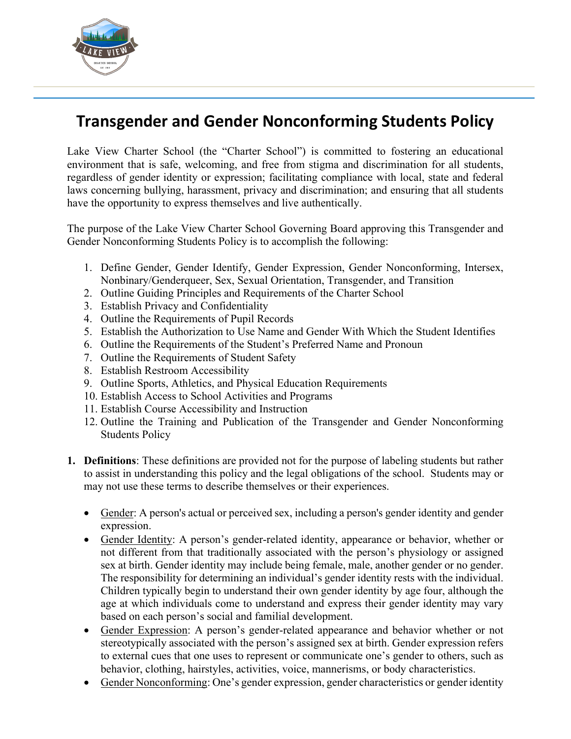# Transgender and Gender Nonconforming Students Policy

Lake View Charter School (the "Charter School") is committed to fostering an educational environment that is safe, welcoming, and free from stigma and discrimination for all students, regardless of gender identity or expression; facilitating compliance with local, state and federal laws concerning bullying, harassment, privacy and discrimination; and ensuring that all students have the opportunity to express themselves and live authentically.

The purpose of the Lake View Charter School Governing Board approving this Transgender and Gender Nonconforming Students Policy is to accomplish the following:

1. Define Gender, Gender Identify, Gender Expression, Gender Nonconforming, Intersex, Nonbinary/Genderqueer, Sex, Sexual Orientation, Transgender, and Transition
2. Outline Guiding Principles and Requirements of the Charter School
3. Establish Privacy and Confidentiality
4. Outline the Requirements of Pupil Records
5. Establish the Authorization to Use Name and Gender With Which the Student Identifies
6. Outline the Requirements of the Student's Preferred Name and Pronoun
7. Outline the Requirements of Student Safety
8. Establish Restroom Accessibility
9. Outline Sports, Athletics, and Physical Education Requirements
10. Establish Access to School Activities and Programs
11. Establish Course Accessibility and Instruction
12. Outline the Training and Publication of the Transgender and Gender Nonconforming Students Policy

1. **Definitions**: These definitions are provided not for the purpose of labeling students but rather to assist in understanding this policy and the legal obligations of the school. Students may or may not use these terms to describe themselves or their experiences.

   - Gender: A person's actual or perceived sex, including a person's gender identity and gender expression.
   - Gender Identity: A person's gender-related identity, appearance or behavior, whether or not different from that traditionally associated with the person's physiology or assigned sex at birth. Gender identity may include being female, male, another gender or no gender. The responsibility for determining an individual's gender identity rests with the individual. Children typically begin to understand their own gender identity by age four, although the age at which individuals come to understand and express their gender identity may vary based on each person's social and familial development.
   - Gender Expression: A person's gender-related appearance and behavior whether or not stereotypically associated with the person's assigned sex at birth. Gender expression refers to external cues that one uses to represent or communicate one's gender to others, such as behavior, clothing, hairstyles, activities, voice, mannerisms, or body characteristics.
   - Gender Nonconforming: One's gender expression, gender characteristics or gender identity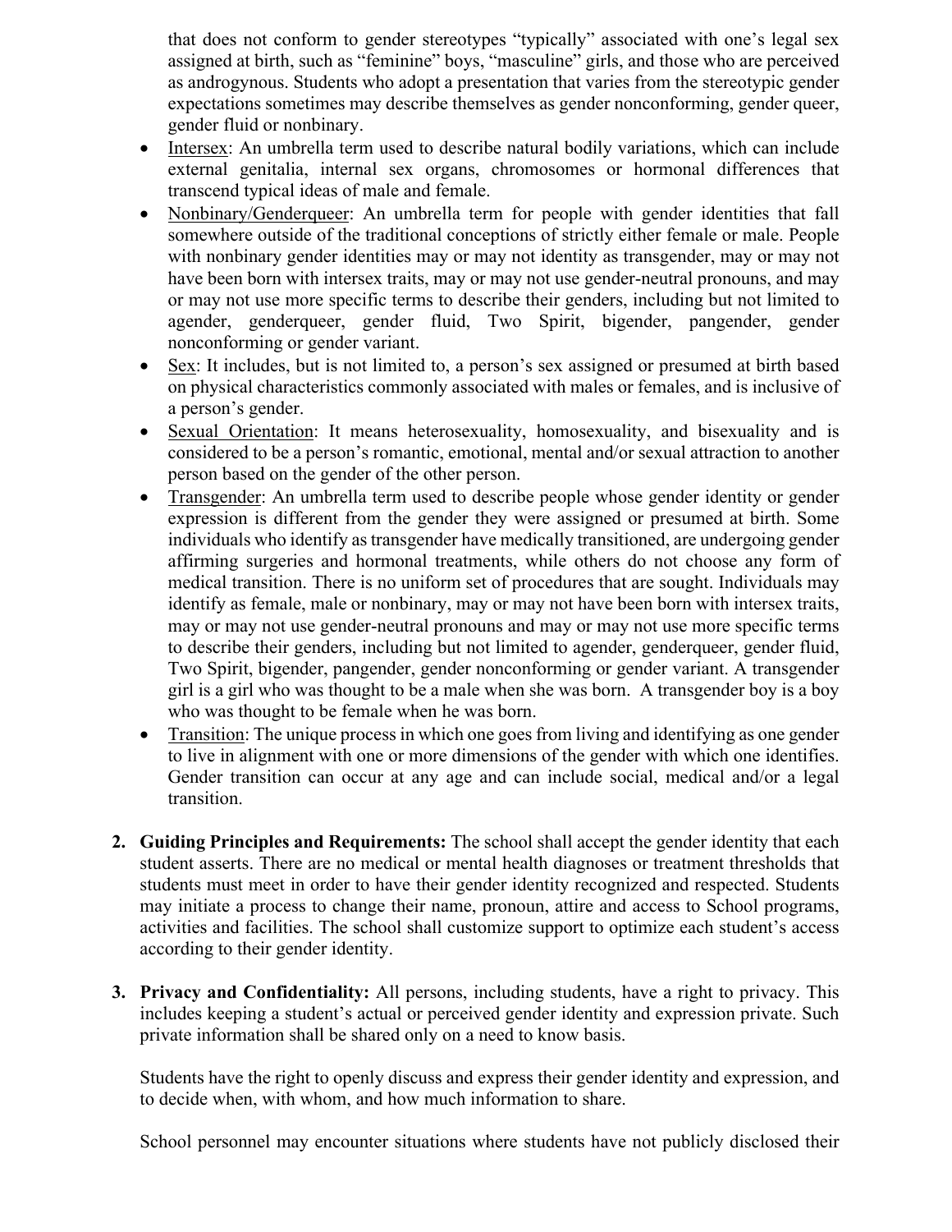that does not conform to gender stereotypes "typically" associated with one's legal sex assigned at birth, such as "feminine" boys, "masculine" girls, and those who are perceived as androgynous. Students who adopt a presentation that varies from the stereotypic gender expectations sometimes may describe themselves as gender nonconforming, gender queer, gender fluid or nonbinary.

- Intersex: An umbrella term used to describe natural bodily variations, which can include external genitalia, internal sex organs, chromosomes or hormonal differences that transcend typical ideas of male and female.
- Nonbinary/Genderqueer: An umbrella term for people with gender identities that fall somewhere outside of the traditional conceptions of strictly either female or male. People with nonbinary gender identities may or may not identity as transgender, may or may not have been born with intersex traits, may or may not use gender-neutral pronouns, and may or may not use more specific terms to describe their genders, including but not limited to agender, genderqueer, gender fluid, Two Spirit, bigender, pangender, gender nonconforming or gender variant.
- Sex: It includes, but is not limited to, a person's sex assigned or presumed at birth based on physical characteristics commonly associated with males or females, and is inclusive of a person's gender.
- Sexual Orientation: It means heterosexuality, homosexuality, and bisexuality and is considered to be a person's romantic, emotional, mental and/or sexual attraction to another person based on the gender of the other person.
- Transgender: An umbrella term used to describe people whose gender identity or gender expression is different from the gender they were assigned or presumed at birth. Some individuals who identify as transgender have medically transitioned, are undergoing gender affirming surgeries and hormonal treatments, while others do not choose any form of medical transition. There is no uniform set of procedures that are sought. Individuals may identify as female, male or nonbinary, may or may not have been born with intersex traits, may or may not use gender-neutral pronouns and may or may not use more specific terms to describe their genders, including but not limited to agender, genderqueer, gender fluid, Two Spirit, bigender, pangender, gender nonconforming or gender variant. A transgender girl is a girl who was thought to be a male when she was born. A transgender boy is a boy who was thought to be female when he was born.
- Transition: The unique process in which one goes from living and identifying as one gender to live in alignment with one or more dimensions of the gender with which one identifies. Gender transition can occur at any age and can include social, medical and/or a legal transition.

2. **Guiding Principles and Requirements:** The school shall accept the gender identity that each student asserts. There are no medical or mental health diagnoses or treatment thresholds that students must meet in order to have their gender identity recognized and respected. Students may initiate a process to change their name, pronoun, attire and access to School programs, activities and facilities. The school shall customize support to optimize each student's access according to their gender identity.

3. **Privacy and Confidentiality:** All persons, including students, have a right to privacy. This includes keeping a student's actual or perceived gender identity and expression private. Such private information shall be shared only on a need to know basis.

   Students have the right to openly discuss and express their gender identity and expression, and to decide when, with whom, and how much information to share.

   School personnel may encounter situations where students have not publicly disclosed their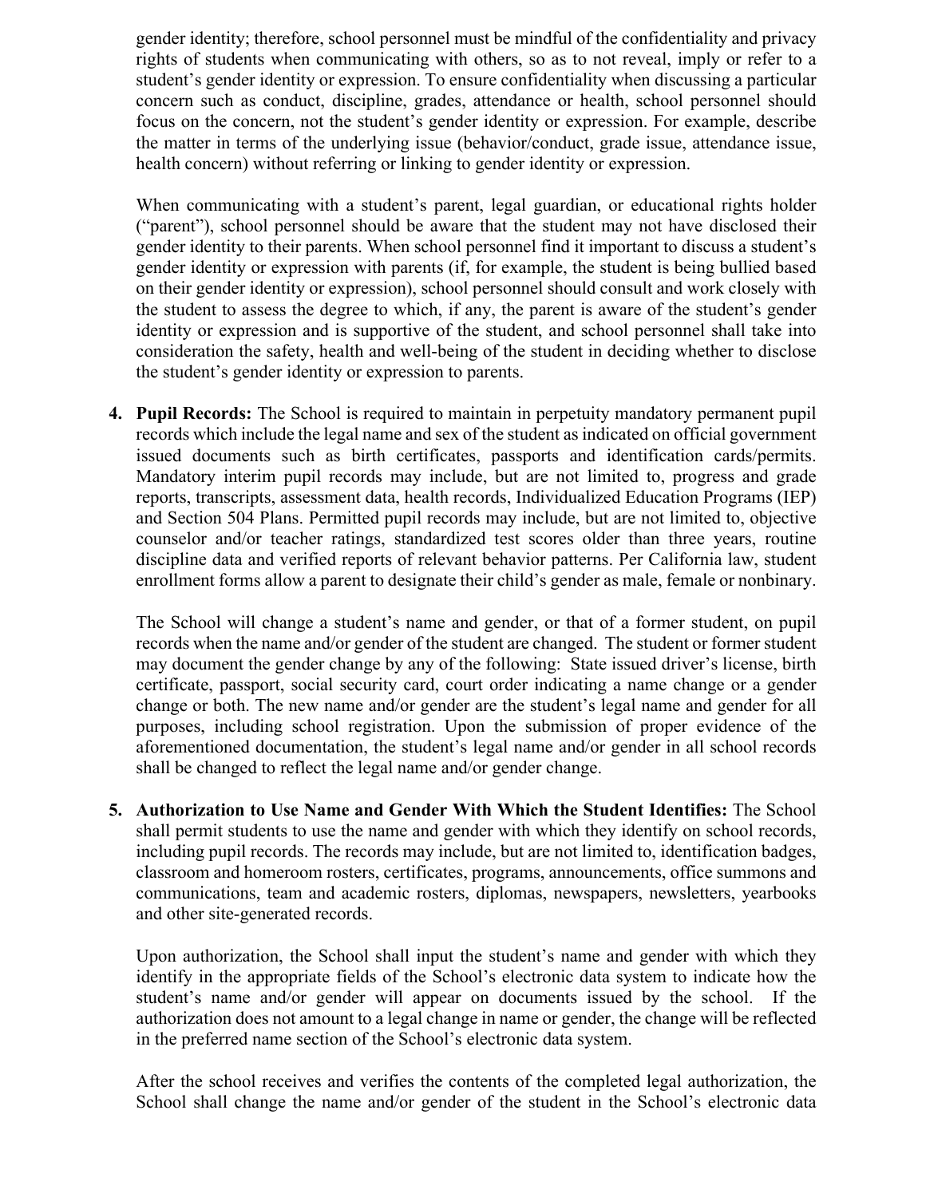gender identity; therefore, school personnel must be mindful of the confidentiality and privacy rights of students when communicating with others, so as to not reveal, imply or refer to a student's gender identity or expression. To ensure confidentiality when discussing a particular concern such as conduct, discipline, grades, attendance or health, school personnel should focus on the concern, not the student's gender identity or expression. For example, describe the matter in terms of the underlying issue (behavior/conduct, grade issue, attendance issue, health concern) without referring or linking to gender identity or expression.

When communicating with a student's parent, legal guardian, or educational rights holder ("parent"), school personnel should be aware that the student may not have disclosed their gender identity to their parents. When school personnel find it important to discuss a student's gender identity or expression with parents (if, for example, the student is being bullied based on their gender identity or expression), school personnel should consult and work closely with the student to assess the degree to which, if any, the parent is aware of the student's gender identity or expression and is supportive of the student, and school personnel shall take into consideration the safety, health and well-being of the student in deciding whether to disclose the student's gender identity or expression to parents.

4. **Pupil Records:** The School is required to maintain in perpetuity mandatory permanent pupil records which include the legal name and sex of the student as indicated on official government issued documents such as birth certificates, passports and identification cards/permits. Mandatory interim pupil records may include, but are not limited to, progress and grade reports, transcripts, assessment data, health records, Individualized Education Programs (IEP) and Section 504 Plans. Permitted pupil records may include, but are not limited to, objective counselor and/or teacher ratings, standardized test scores older than three years, routine discipline data and verified reports of relevant behavior patterns. Per California law, student enrollment forms allow a parent to designate their child's gender as male, female or nonbinary.

   The School will change a student's name and gender, or that of a former student, on pupil records when the name and/or gender of the student are changed. The student or former student may document the gender change by any of the following: State issued driver's license, birth certificate, passport, social security card, court order indicating a name change or a gender change or both. The new name and/or gender are the student's legal name and gender for all purposes, including school registration. Upon the submission of proper evidence of the aforementioned documentation, the student's legal name and/or gender in all school records shall be changed to reflect the legal name and/or gender change.

5. **Authorization to Use Name and Gender With Which the Student Identifies:** The School shall permit students to use the name and gender with which they identify on school records, including pupil records. The records may include, but are not limited to, identification badges, classroom and homeroom rosters, certificates, programs, announcements, office summons and communications, team and academic rosters, diplomas, newspapers, newsletters, yearbooks and other site-generated records.

   Upon authorization, the School shall input the student's name and gender with which they identify in the appropriate fields of the School's electronic data system to indicate how the student's name and/or gender will appear on documents issued by the school. If the authorization does not amount to a legal change in name or gender, the change will be reflected in the preferred name section of the School's electronic data system.

   After the school receives and verifies the contents of the completed legal authorization, the School shall change the name and/or gender of the student in the School's electronic data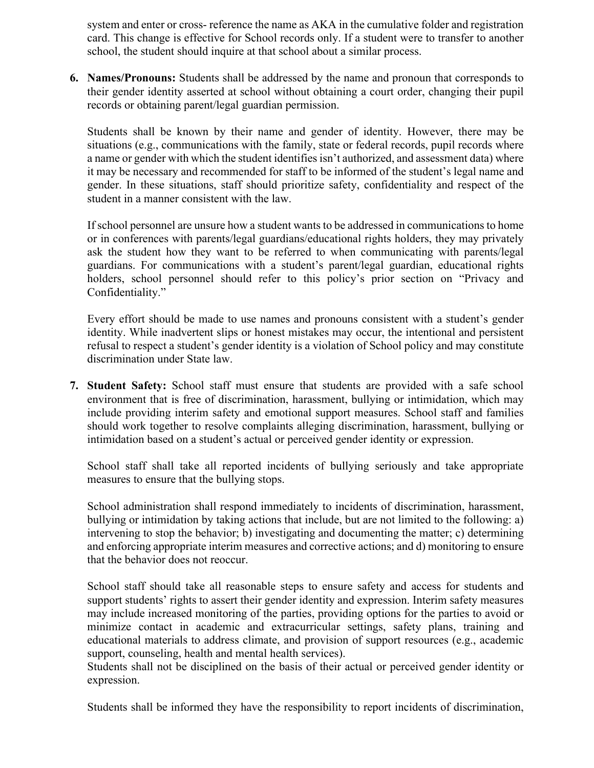system and enter or cross- reference the name as AKA in the cumulative folder and registration card. This change is effective for School records only. If a student were to transfer to another school, the student should inquire at that school about a similar process.

6. **Names/Pronouns:** Students shall be addressed by the name and pronoun that corresponds to their gender identity asserted at school without obtaining a court order, changing their pupil records or obtaining parent/legal guardian permission.

   Students shall be known by their name and gender of identity. However, there may be situations (e.g., communications with the family, state or federal records, pupil records where a name or gender with which the student identifies isn't authorized, and assessment data) where it may be necessary and recommended for staff to be informed of the student's legal name and gender. In these situations, staff should prioritize safety, confidentiality and respect of the student in a manner consistent with the law.

   If school personnel are unsure how a student wants to be addressed in communications to home or in conferences with parents/legal guardians/educational rights holders, they may privately ask the student how they want to be referred to when communicating with parents/legal guardians. For communications with a student's parent/legal guardian, educational rights holders, school personnel should refer to this policy's prior section on "Privacy and Confidentiality."

   Every effort should be made to use names and pronouns consistent with a student's gender identity. While inadvertent slips or honest mistakes may occur, the intentional and persistent refusal to respect a student's gender identity is a violation of School policy and may constitute discrimination under State law.

7. **Student Safety:** School staff must ensure that students are provided with a safe school environment that is free of discrimination, harassment, bullying or intimidation, which may include providing interim safety and emotional support measures. School staff and families should work together to resolve complaints alleging discrimination, harassment, bullying or intimidation based on a student's actual or perceived gender identity or expression.

   School staff shall take all reported incidents of bullying seriously and take appropriate measures to ensure that the bullying stops.

   School administration shall respond immediately to incidents of discrimination, harassment, bullying or intimidation by taking actions that include, but are not limited to the following: a) intervening to stop the behavior; b) investigating and documenting the matter; c) determining and enforcing appropriate interim measures and corrective actions; and d) monitoring to ensure that the behavior does not reoccur.

   School staff should take all reasonable steps to ensure safety and access for students and support students' rights to assert their gender identity and expression. Interim safety measures may include increased monitoring of the parties, providing options for the parties to avoid or minimize contact in academic and extracurricular settings, safety plans, training and educational materials to address climate, and provision of support resources (e.g., academic support, counseling, health and mental health services).
   Students shall not be disciplined on the basis of their actual or perceived gender identity or expression.

   Students shall be informed they have the responsibility to report incidents of discrimination,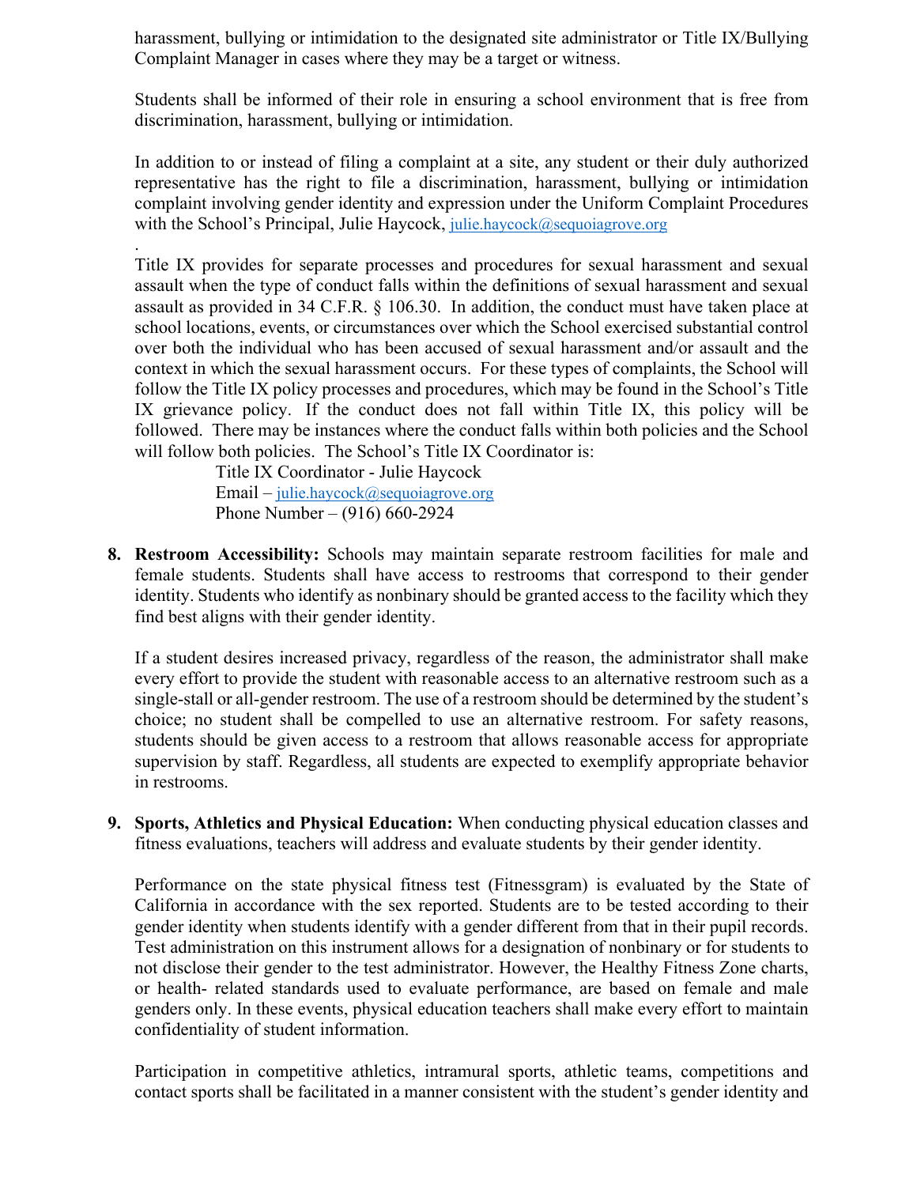harassment, bullying or intimidation to the designated site administrator or Title IX/Bullying Complaint Manager in cases where they may be a target or witness.

Students shall be informed of their role in ensuring a school environment that is free from discrimination, harassment, bullying or intimidation.

In addition to or instead of filing a complaint at a site, any student or their duly authorized representative has the right to file a discrimination, harassment, bullying or intimidation complaint involving gender identity and expression under the Uniform Complaint Procedures with the School's Principal, Julie Haycock, julie.haycock@sequoiagrove.org

.
Title IX provides for separate processes and procedures for sexual harassment and sexual assault when the type of conduct falls within the definitions of sexual harassment and sexual assault as provided in 34 C.F.R. § 106.30. In addition, the conduct must have taken place at school locations, events, or circumstances over which the School exercised substantial control over both the individual who has been accused of sexual harassment and/or assault and the context in which the sexual harassment occurs. For these types of complaints, the School will follow the Title IX policy processes and procedures, which may be found in the School's Title IX grievance policy. If the conduct does not fall within Title IX, this policy will be followed. There may be instances where the conduct falls within both policies and the School will follow both policies. The School's Title IX Coordinator is:

Title IX Coordinator - Julie Haycock
Email – julie.haycock@sequoiagrove.org
Phone Number – (916) 660-2924

8. **Restroom Accessibility:** Schools may maintain separate restroom facilities for male and female students. Students shall have access to restrooms that correspond to their gender identity. Students who identify as nonbinary should be granted access to the facility which they find best aligns with their gender identity.

   If a student desires increased privacy, regardless of the reason, the administrator shall make every effort to provide the student with reasonable access to an alternative restroom such as a single-stall or all-gender restroom. The use of a restroom should be determined by the student's choice; no student shall be compelled to use an alternative restroom. For safety reasons, students should be given access to a restroom that allows reasonable access for appropriate supervision by staff. Regardless, all students are expected to exemplify appropriate behavior in restrooms.

9. **Sports, Athletics and Physical Education:** When conducting physical education classes and fitness evaluations, teachers will address and evaluate students by their gender identity.

   Performance on the state physical fitness test (Fitnessgram) is evaluated by the State of California in accordance with the sex reported. Students are to be tested according to their gender identity when students identify with a gender different from that in their pupil records. Test administration on this instrument allows for a designation of nonbinary or for students to not disclose their gender to the test administrator. However, the Healthy Fitness Zone charts, or health- related standards used to evaluate performance, are based on female and male genders only. In these events, physical education teachers shall make every effort to maintain confidentiality of student information.

   Participation in competitive athletics, intramural sports, athletic teams, competitions and contact sports shall be facilitated in a manner consistent with the student's gender identity and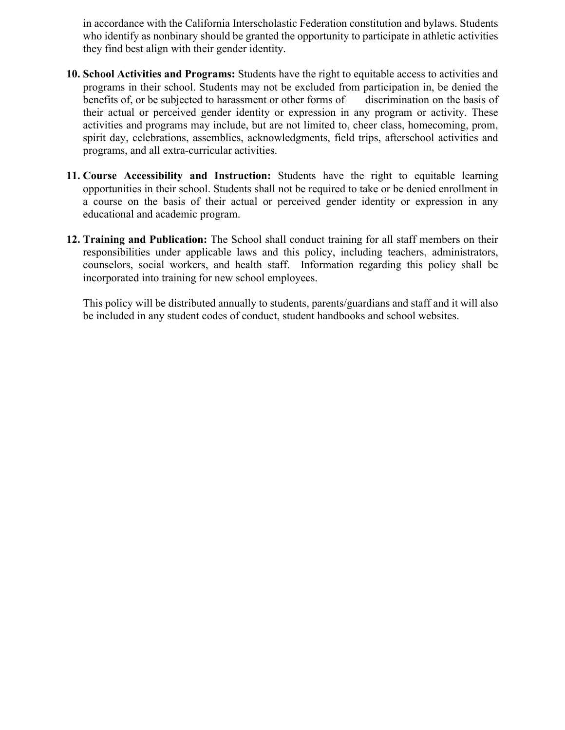in accordance with the California Interscholastic Federation constitution and bylaws. Students who identify as nonbinary should be granted the opportunity to participate in athletic activities they find best align with their gender identity.

10. **School Activities and Programs:** Students have the right to equitable access to activities and programs in their school. Students may not be excluded from participation in, be denied the benefits of, or be subjected to harassment or other forms of discrimination on the basis of their actual or perceived gender identity or expression in any program or activity. These activities and programs may include, but are not limited to, cheer class, homecoming, prom, spirit day, celebrations, assemblies, acknowledgments, field trips, afterschool activities and programs, and all extra-curricular activities.

11. **Course Accessibility and Instruction:** Students have the right to equitable learning opportunities in their school. Students shall not be required to take or be denied enrollment in a course on the basis of their actual or perceived gender identity or expression in any educational and academic program.

12. **Training and Publication:** The School shall conduct training for all staff members on their responsibilities under applicable laws and this policy, including teachers, administrators, counselors, social workers, and health staff. Information regarding this policy shall be incorporated into training for new school employees.

    This policy will be distributed annually to students, parents/guardians and staff and it will also be included in any student codes of conduct, student handbooks and school websites.